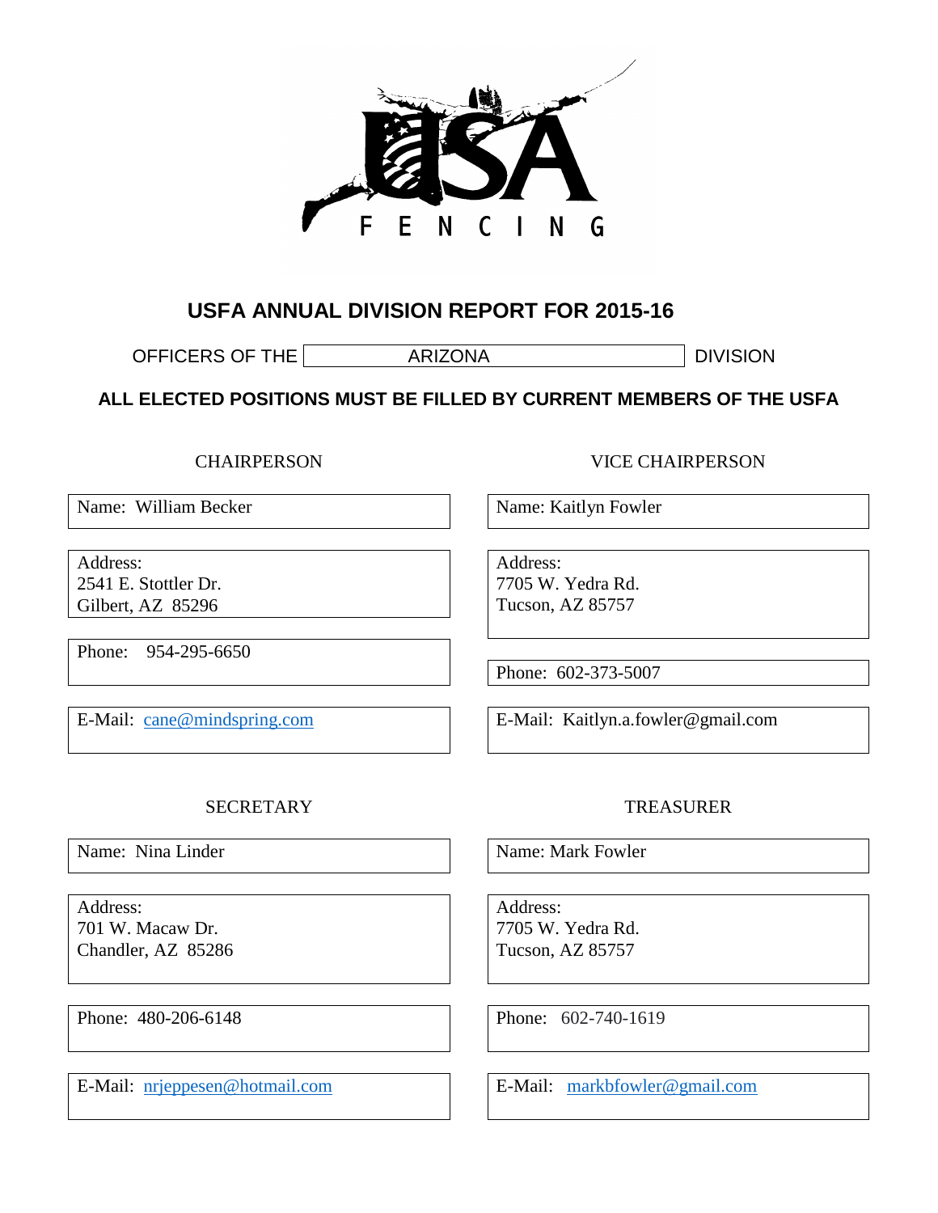# USFA ANNUAL DIVISION REPORT FOR 2015-16

OFFICERS OF THE ARIZONA DIVISION

**ALL ELECTED POSITIONS MUST BE FILLED BY CURRENT MEMBERS OF THE USFA**

## CHAIRPERSON

Name: William Becker

Address:
2541 E. Stottler Dr.
Gilbert, AZ 85296

Phone: 954-295-6650

E-Mail: cane@mindspring.com

## VICE CHAIRPERSON

Name: Kaitlyn Fowler

Address:
7705 W. Yedra Rd.
Tucson, AZ 85757

Phone: 602-373-5007

E-Mail: Kaitlyn.a.fowler@gmail.com

## SECRETARY

Name: Nina Linder

Address:
701 W. Macaw Dr.
Chandler, AZ 85286

Phone: 480-206-6148

E-Mail: nrjeppesen@hotmail.com

## TREASURER

Name: Mark Fowler

Address:
7705 W. Yedra Rd.
Tucson, AZ 85757

Phone: 602-740-1619

E-Mail: markbfowler@gmail.com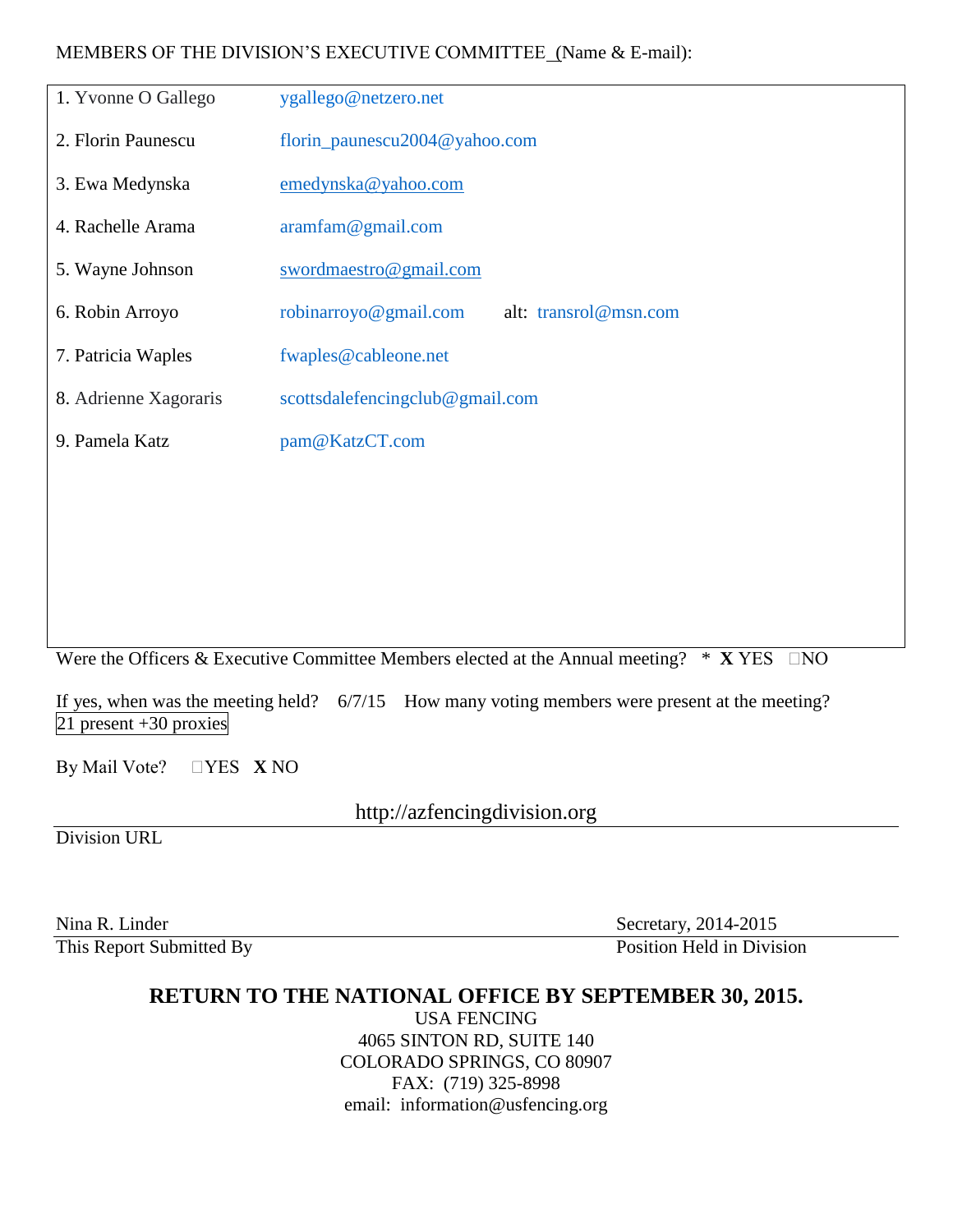MEMBERS OF THE DIVISION'S EXECUTIVE COMMITTEE_(Name & E-mail):

| | | |
|---|---|---|
| 1. Yvonne O Gallego | ygallego@netzero.net | |
| 2. Florin Paunescu | florin_paunescu2004@yahoo.com | |
| 3. Ewa Medynska | emedynska@yahoo.com | |
| 4. Rachelle Arama | aramfam@gmail.com | |
| 5. Wayne Johnson | swordmaestro@gmail.com | |
| 6. Robin Arroyo | robinarroyo@gmail.com | alt: transrol@msn.com |
| 7. Patricia Waples | fwaples@cableone.net | |
| 8. Adrienne Xagoraris | scottsdalefencingclub@gmail.com | |
| 9. Pamela Katz | pam@KatzCT.com | |

Were the Officers & Executive Committee Members elected at the Annual meeting? * **X** YES ☐NO

If yes, when was the meeting held? 6/7/15 How many voting members were present at the meeting? 21 present +30 proxies

By Mail Vote? ☐YES **X** NO

http://azfencingdivision.org

Division URL

Nina R. Linder — This Report Submitted By

Secretary, 2014-2015 — Position Held in Division

**RETURN TO THE NATIONAL OFFICE BY SEPTEMBER 30, 2015.**

USA FENCING
4065 SINTON RD, SUITE 140
COLORADO SPRINGS, CO 80907
FAX: (719) 325-8998
email: information@usfencing.org